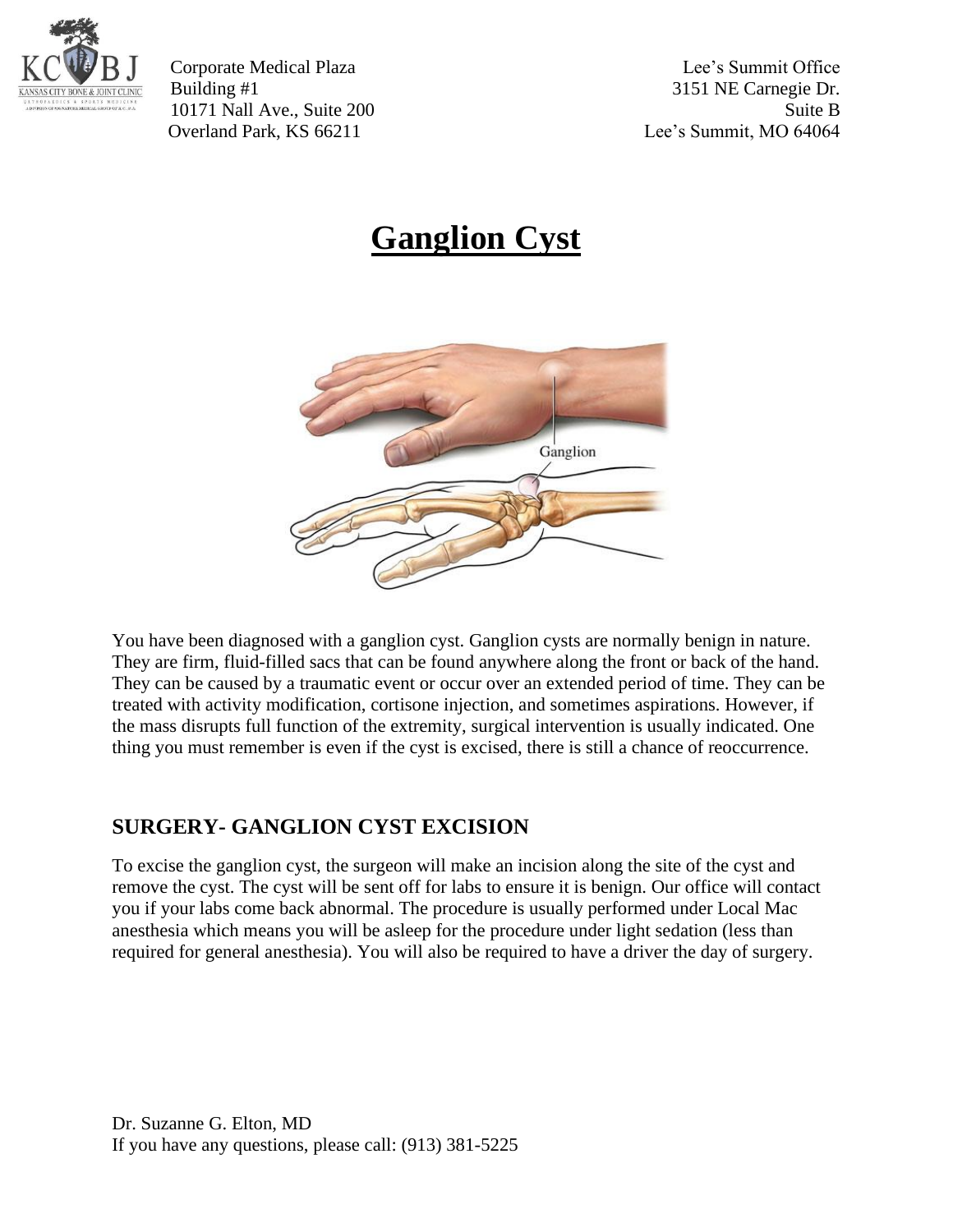KCBJ — Kansas City Bone & Joint Clinic

Corporate Medical Plaza
Building #1
10171 Nall Ave., Suite 200
Overland Park, KS 66211

Lee's Summit Office
3151 NE Carnegie Dr.
Suite B
Lee's Summit, MO 64064

# Ganglion Cyst

You have been diagnosed with a ganglion cyst. Ganglion cysts are normally benign in nature. They are firm, fluid-filled sacs that can be found anywhere along the front or back of the hand. They can be caused by a traumatic event or occur over an extended period of time. They can be treated with activity modification, cortisone injection, and sometimes aspirations. However, if the mass disrupts full function of the extremity, surgical intervention is usually indicated. One thing you must remember is even if the cyst is excised, there is still a chance of reoccurrence.

## SURGERY- GANGLION CYST EXCISION

To excise the ganglion cyst, the surgeon will make an incision along the site of the cyst and remove the cyst. The cyst will be sent off for labs to ensure it is benign. Our office will contact you if your labs come back abnormal. The procedure is usually performed under Local Mac anesthesia which means you will be asleep for the procedure under light sedation (less than required for general anesthesia). You will also be required to have a driver the day of surgery.

Dr. Suzanne G. Elton, MD
If you have any questions, please call: (913) 381-5225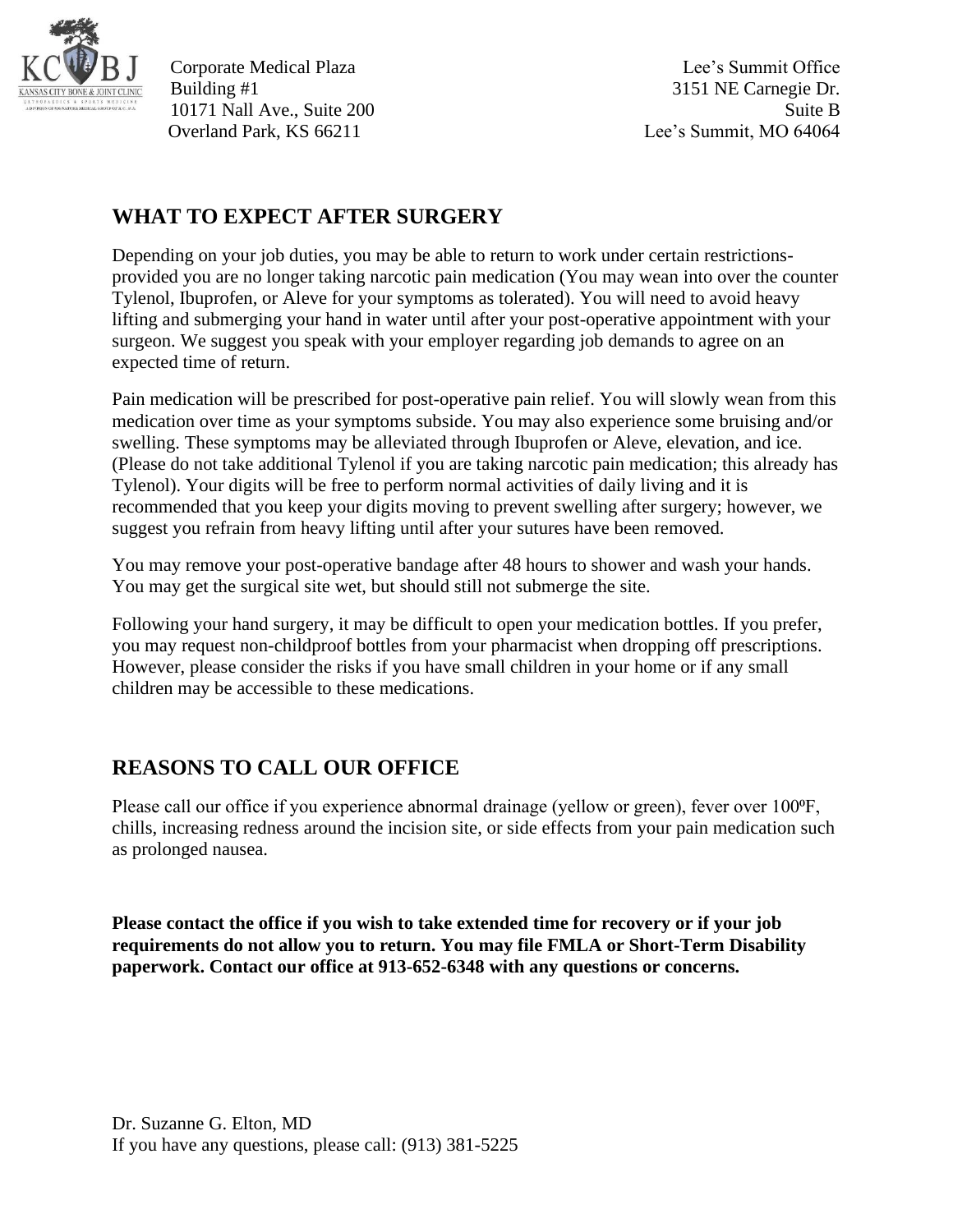Corporate Medical Plaza
Building #1
10171 Nall Ave., Suite 200
Overland Park, KS 66211

Lee's Summit Office
3151 NE Carnegie Dr.
Suite B
Lee's Summit, MO 64064

## WHAT TO EXPECT AFTER SURGERY

Depending on your job duties, you may be able to return to work under certain restrictions- provided you are no longer taking narcotic pain medication (You may wean into over the counter Tylenol, Ibuprofen, or Aleve for your symptoms as tolerated). You will need to avoid heavy lifting and submerging your hand in water until after your post-operative appointment with your surgeon. We suggest you speak with your employer regarding job demands to agree on an expected time of return.

Pain medication will be prescribed for post-operative pain relief. You will slowly wean from this medication over time as your symptoms subside. You may also experience some bruising and/or swelling. These symptoms may be alleviated through Ibuprofen or Aleve, elevation, and ice. (Please do not take additional Tylenol if you are taking narcotic pain medication; this already has Tylenol). Your digits will be free to perform normal activities of daily living and it is recommended that you keep your digits moving to prevent swelling after surgery; however, we suggest you refrain from heavy lifting until after your sutures have been removed.

You may remove your post-operative bandage after 48 hours to shower and wash your hands. You may get the surgical site wet, but should still not submerge the site.

Following your hand surgery, it may be difficult to open your medication bottles. If you prefer, you may request non-childproof bottles from your pharmacist when dropping off prescriptions. However, please consider the risks if you have small children in your home or if any small children may be accessible to these medications.

## REASONS TO CALL OUR OFFICE

Please call our office if you experience abnormal drainage (yellow or green), fever over 100ºF, chills, increasing redness around the incision site, or side effects from your pain medication such as prolonged nausea.

**Please contact the office if you wish to take extended time for recovery or if your job requirements do not allow you to return. You may file FMLA or Short-Term Disability paperwork. Contact our office at 913-652-6348 with any questions or concerns.**

Dr. Suzanne G. Elton, MD
If you have any questions, please call: (913) 381-5225